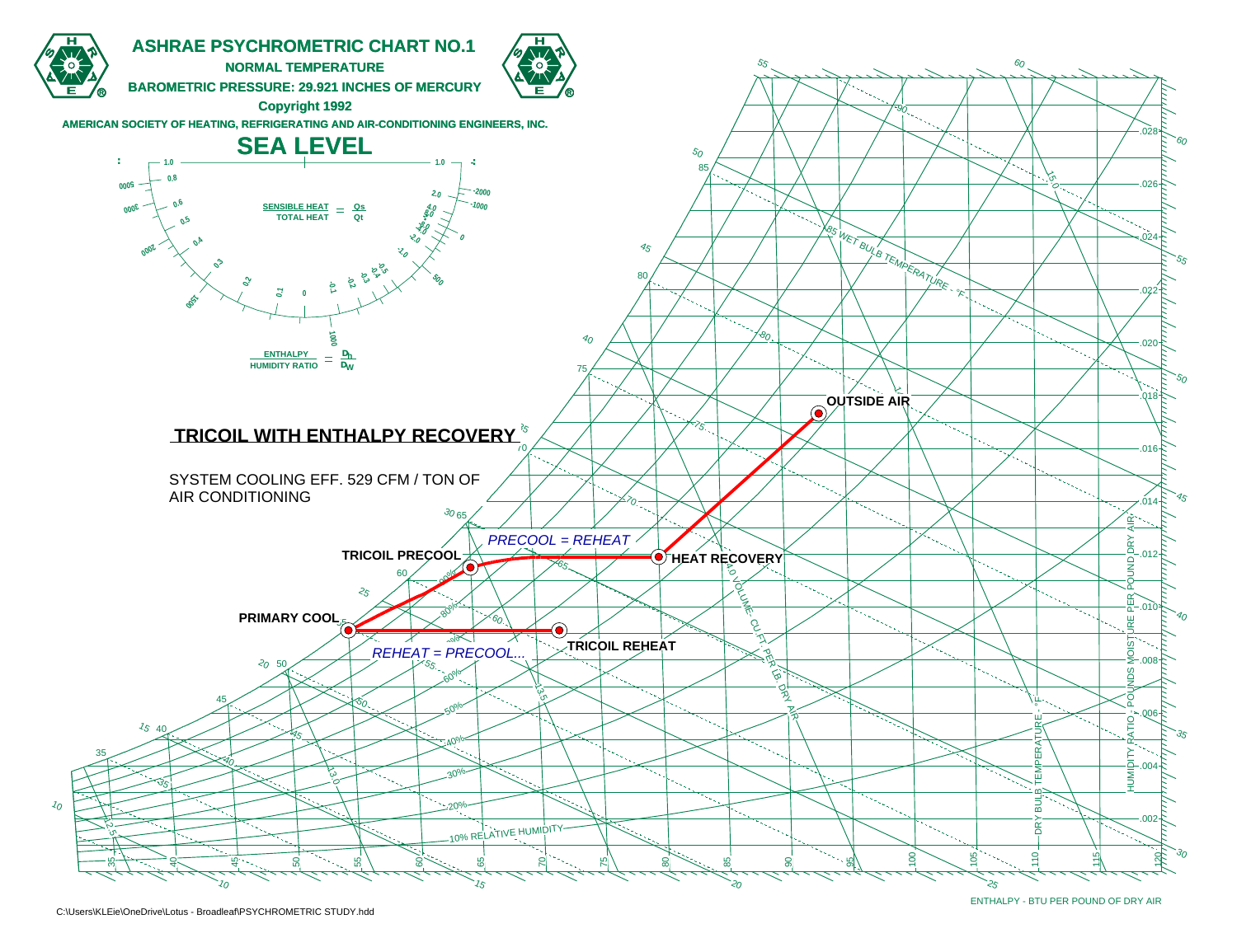# ASHRAE PSYCHROMETRIC CHART NO.1

**NORMAL TEMPERATURE**

**BAROMETRIC PRESSURE: 29.921 INCHES OF MERCURY**

**Copyright 1992**

**AMERICAN SOCIETY OF HEATING, REFRIGERATING AND AIR-CONDITIONING ENGINEERS, INC.**

## SEA LEVEL

SENSIBLE HEAT / TOTAL HEAT = Qs / Qt

ENTHALPY / HUMIDITY RATIO = $\frac{D_h}{D_W}$

## TRICOIL WITH ENTHALPY RECOVERY

SYSTEM COOLING EFF. 529 CFM / TON OF AIR CONDITIONING

OUTSIDE AIR

HEAT RECOVERY

*PRECOOL = REHEAT*

TRICOIL PRECOOL

PRIMARY COOL

TRICOIL REHEAT

*REHEAT = PRECOOL...*

85 WET BULB TEMPERATURE - °F

VOLUME - CU FT PER LB. DRY AIR

10% RELATIVE HUMIDITY

DRY BULB TEMPERATURE - °F

HUMIDITY RATIO - POUNDS MOISTURE PER POUND DRY AIR

ENTHALPY - BTU PER POUND OF DRY AIR

C:\Users\KLEie\OneDrive\Lotus - Broadleaf\PSYCHROMETRIC STUDY.hdd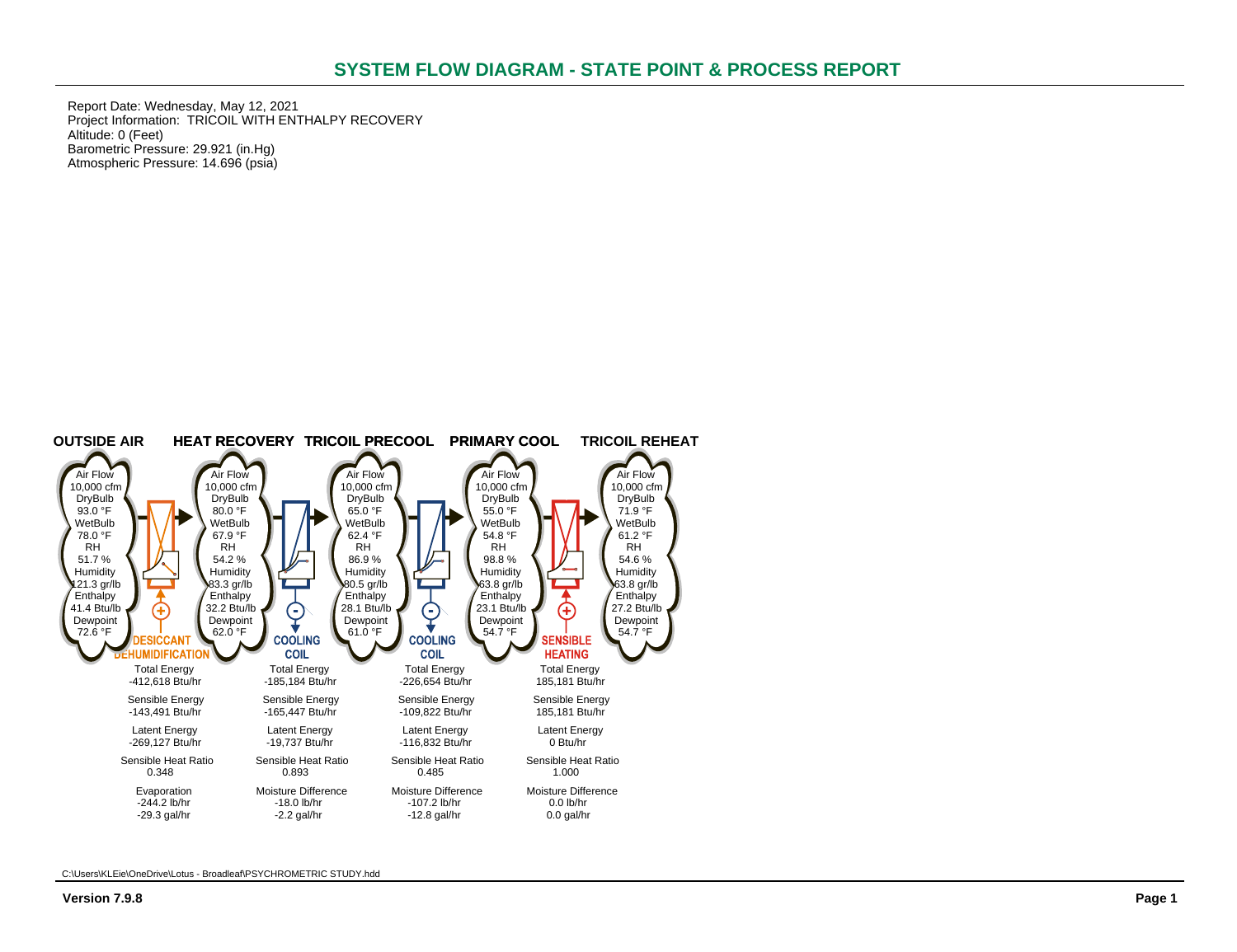# SYSTEM FLOW DIAGRAM - STATE POINT & PROCESS REPORT

Report Date: Wednesday, May 12, 2021
Project Information: TRICOIL WITH ENTHALPY RECOVERY
Altitude: 0 (Feet)
Barometric Pressure: 29.921 (in.Hg)
Atmospheric Pressure: 14.696 (psia)

| | OUTSIDE AIR | HEAT RECOVERY | TRICOIL PRECOOL | PRIMARY COOL | TRICOIL REHEAT |
|---|---|---|---|---|---|
| Air Flow | 10,000 cfm | 10,000 cfm | 10,000 cfm | 10,000 cfm | 10,000 cfm |
| DryBulb | 93.0 °F | 80.0 °F | 65.0 °F | 55.0 °F | 71.9 °F |
| WetBulb | 78.0 °F | 67.9 °F | 62.4 °F | 54.8 °F | 61.2 °F |
| RH | 51.7 % | 54.2 % | 86.9 % | 98.8 % | 54.6 % |
| Humidity | 121.3 gr/lb | 83.3 gr/lb | 80.5 gr/lb | 63.8 gr/lb | 63.8 gr/lb |
| Enthalpy | 41.4 Btu/lb | 32.2 Btu/lb | 28.1 Btu/lb | 23.1 Btu/lb | 27.2 Btu/lb |
| Dewpoint | 72.6 °F | 62.0 °F | 61.0 °F | 54.7 °F | 54.7 °F |

| | DESICCANT DEHUMIDIFICATION | COOLING COIL | COOLING COIL | SENSIBLE HEATING |
|---|---|---|---|---|
| Total Energy | -412,618 Btu/hr | -185,184 Btu/hr | -226,654 Btu/hr | 185,181 Btu/hr |
| Sensible Energy | -143,491 Btu/hr | -165,447 Btu/hr | -109,822 Btu/hr | 185,181 Btu/hr |
| Latent Energy | -269,127 Btu/hr | -19,737 Btu/hr | -116,832 Btu/hr | 0 Btu/hr |
| Sensible Heat Ratio | 0.348 | 0.893 | 0.485 | 1.000 |
| Evaporation / Moisture Difference | Evaporation: -244.2 lb/hr, -29.3 gal/hr | Moisture Difference: -18.0 lb/hr, -2.2 gal/hr | Moisture Difference: -107.2 lb/hr, -12.8 gal/hr | Moisture Difference: 0.0 lb/hr, 0.0 gal/hr |

C:\Users\KLEie\OneDrive\Lotus - Broadleaf\PSYCHROMETRIC STUDY.hdd

Version 7.9.8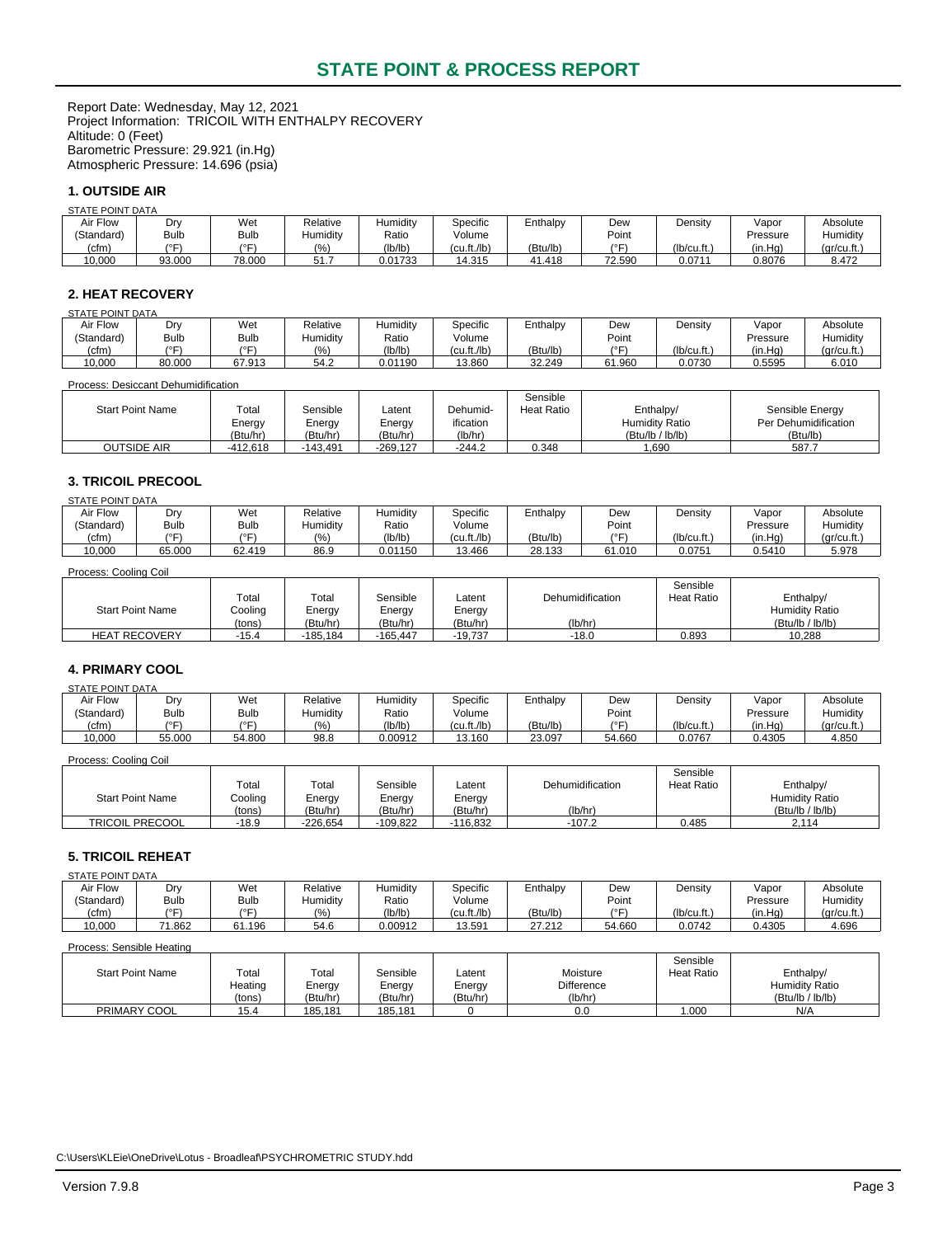# STATE POINT & PROCESS REPORT

Report Date: Wednesday, May 12, 2021
Project Information: TRICOIL WITH ENTHALPY RECOVERY
Altitude: 0 (Feet)
Barometric Pressure: 29.921 (in.Hg)
Atmospheric Pressure: 14.696 (psia)

## 1. OUTSIDE AIR

STATE POINT DATA

| Air Flow (Standard) (cfm) | Dry Bulb (°F) | Wet Bulb (°F) | Relative Humidity (%) | Humidity Ratio (lb/lb) | Specific Volume (cu.ft./lb) | Enthalpy (Btu/lb) | Dew Point (°F) | Density (lb/cu.ft.) | Vapor Pressure (in.Hg) | Absolute Humidity (gr/cu.ft.) |
|---|---|---|---|---|---|---|---|---|---|---|
| 10,000 | 93.000 | 78.000 | 51.7 | 0.01733 | 14.315 | 41.418 | 72.590 | 0.0711 | 0.8076 | 8.472 |

## 2. HEAT RECOVERY

STATE POINT DATA

| Air Flow (Standard) (cfm) | Dry Bulb (°F) | Wet Bulb (°F) | Relative Humidity (%) | Humidity Ratio (lb/lb) | Specific Volume (cu.ft./lb) | Enthalpy (Btu/lb) | Dew Point (°F) | Density (lb/cu.ft.) | Vapor Pressure (in.Hg) | Absolute Humidity (gr/cu.ft.) |
|---|---|---|---|---|---|---|---|---|---|---|
| 10,000 | 80.000 | 67.913 | 54.2 | 0.01190 | 13.860 | 32.249 | 61.960 | 0.0730 | 0.5595 | 6.010 |

Process: Desiccant Dehumidification

| Start Point Name | Total Energy (Btu/hr) | Sensible Energy (Btu/hr) | Latent Energy (Btu/hr) | Dehumidification (lb/hr) | Sensible Heat Ratio | Enthalpy/ Humidity Ratio (Btu/lb / lb/lb) | Sensible Energy Per Dehumidification (Btu/lb) |
|---|---|---|---|---|---|---|---|
| OUTSIDE AIR | -412,618 | -143,491 | -269,127 | -244.2 | 0.348 | 1,690 | 587.7 |

## 3. TRICOIL PRECOOL

STATE POINT DATA

| Air Flow (Standard) (cfm) | Dry Bulb (°F) | Wet Bulb (°F) | Relative Humidity (%) | Humidity Ratio (lb/lb) | Specific Volume (cu.ft./lb) | Enthalpy (Btu/lb) | Dew Point (°F) | Density (lb/cu.ft.) | Vapor Pressure (in.Hg) | Absolute Humidity (gr/cu.ft.) |
|---|---|---|---|---|---|---|---|---|---|---|
| 10,000 | 65.000 | 62.419 | 86.9 | 0.01150 | 13.466 | 28.133 | 61.010 | 0.0751 | 0.5410 | 5.978 |

Process: Cooling Coil

| Start Point Name | Total Cooling (tons) | Total Energy (Btu/hr) | Sensible Energy (Btu/hr) | Latent Energy (Btu/hr) | Dehumidification (lb/hr) | Sensible Heat Ratio | Enthalpy/ Humidity Ratio (Btu/lb / lb/lb) |
|---|---|---|---|---|---|---|---|
| HEAT RECOVERY | -15.4 | -185,184 | -165,447 | -19,737 | -18.0 | 0.893 | 10,288 |

## 4. PRIMARY COOL

STATE POINT DATA

| Air Flow (Standard) (cfm) | Dry Bulb (°F) | Wet Bulb (°F) | Relative Humidity (%) | Humidity Ratio (lb/lb) | Specific Volume (cu.ft./lb) | Enthalpy (Btu/lb) | Dew Point (°F) | Density (lb/cu.ft.) | Vapor Pressure (in.Hg) | Absolute Humidity (gr/cu.ft.) |
|---|---|---|---|---|---|---|---|---|---|---|
| 10,000 | 55.000 | 54.800 | 98.8 | 0.00912 | 13.160 | 23.097 | 54.660 | 0.0767 | 0.4305 | 4.850 |

Process: Cooling Coil

| Start Point Name | Total Cooling (tons) | Total Energy (Btu/hr) | Sensible Energy (Btu/hr) | Latent Energy (Btu/hr) | Dehumidification (lb/hr) | Sensible Heat Ratio | Enthalpy/ Humidity Ratio (Btu/lb / lb/lb) |
|---|---|---|---|---|---|---|---|
| TRICOIL PRECOOL | -18.9 | -226,654 | -109,822 | -116,832 | -107.2 | 0.485 | 2,114 |

## 5. TRICOIL REHEAT

STATE POINT DATA

| Air Flow (Standard) (cfm) | Dry Bulb (°F) | Wet Bulb (°F) | Relative Humidity (%) | Humidity Ratio (lb/lb) | Specific Volume (cu.ft./lb) | Enthalpy (Btu/lb) | Dew Point (°F) | Density (lb/cu.ft.) | Vapor Pressure (in.Hg) | Absolute Humidity (gr/cu.ft.) |
|---|---|---|---|---|---|---|---|---|---|---|
| 10,000 | 71.862 | 61.196 | 54.6 | 0.00912 | 13.591 | 27.212 | 54.660 | 0.0742 | 0.4305 | 4.696 |

Process: Sensible Heating

| Start Point Name | Total Heating (tons) | Total Energy (Btu/hr) | Sensible Energy (Btu/hr) | Latent Energy (Btu/hr) | Moisture Difference (lb/hr) | Sensible Heat Ratio | Enthalpy/ Humidity Ratio (Btu/lb / lb/lb) |
|---|---|---|---|---|---|---|---|
| PRIMARY COOL | 15.4 | 185,181 | 185,181 | 0 | 0.0 | 1.000 | N/A |

C:\Users\KLEie\OneDrive\Lotus - Broadleaf\PSYCHROMETRIC STUDY.hdd

Version 7.9.8